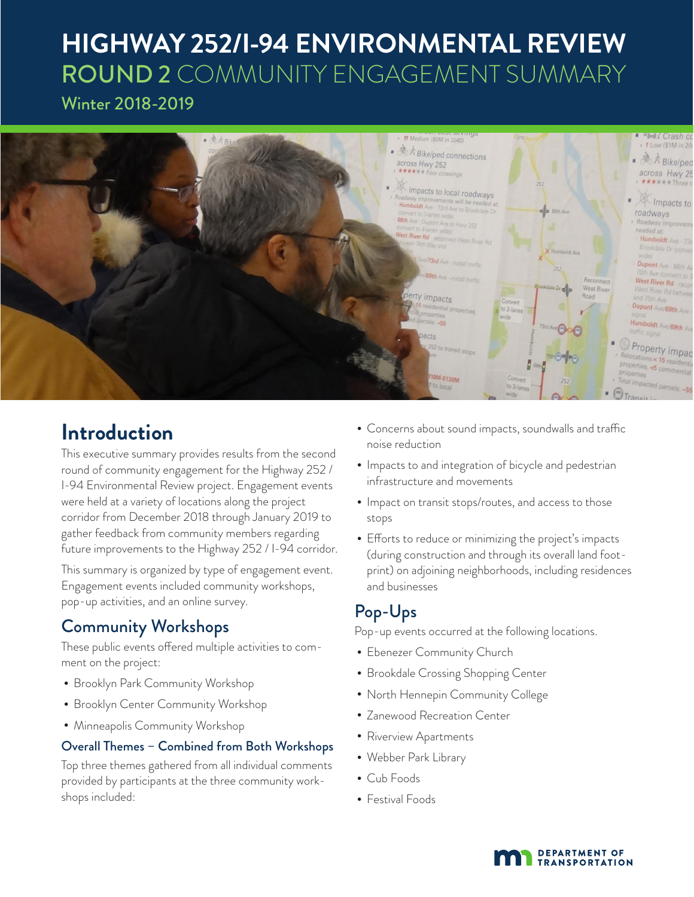# HIGHWAY 252/I-94 ENVIRONMENTAL REVIEW

## ROUND 2 COMMUNITY ENGAGEMENT SUMMARY

Winter 2018-2019

## Introduction

This executive summary provides results from the second round of community engagement for the Highway 252 / I-94 Environmental Review project. Engagement events were held at a variety of locations along the project corridor from December 2018 through January 2019 to gather feedback from community members regarding future improvements to the Highway 252 / I-94 corridor.

This summary is organized by type of engagement event. Engagement events included community workshops, pop-up activities, and an online survey.

## Community Workshops

These public events offered multiple activities to comment on the project:

- Brooklyn Park Community Workshop
- Brooklyn Center Community Workshop
- Minneapolis Community Workshop

### Overall Themes – Combined from Both Workshops

Top three themes gathered from all individual comments provided by participants at the three community workshops included:

- Concerns about sound impacts, soundwalls and traffic noise reduction
- Impacts to and integration of bicycle and pedestrian infrastructure and movements
- Impact on transit stops/routes, and access to those stops
- Efforts to reduce or minimizing the project's impacts (during construction and through its overall land footprint) on adjoining neighborhoods, including residences and businesses

## Pop-Ups

Pop-up events occurred at the following locations.

- Ebenezer Community Church
- Brookdale Crossing Shopping Center
- North Hennepin Community College
- Zanewood Recreation Center
- Riverview Apartments
- Webber Park Library
- Cub Foods
- Festival Foods

DEPARTMENT OF TRANSPORTATION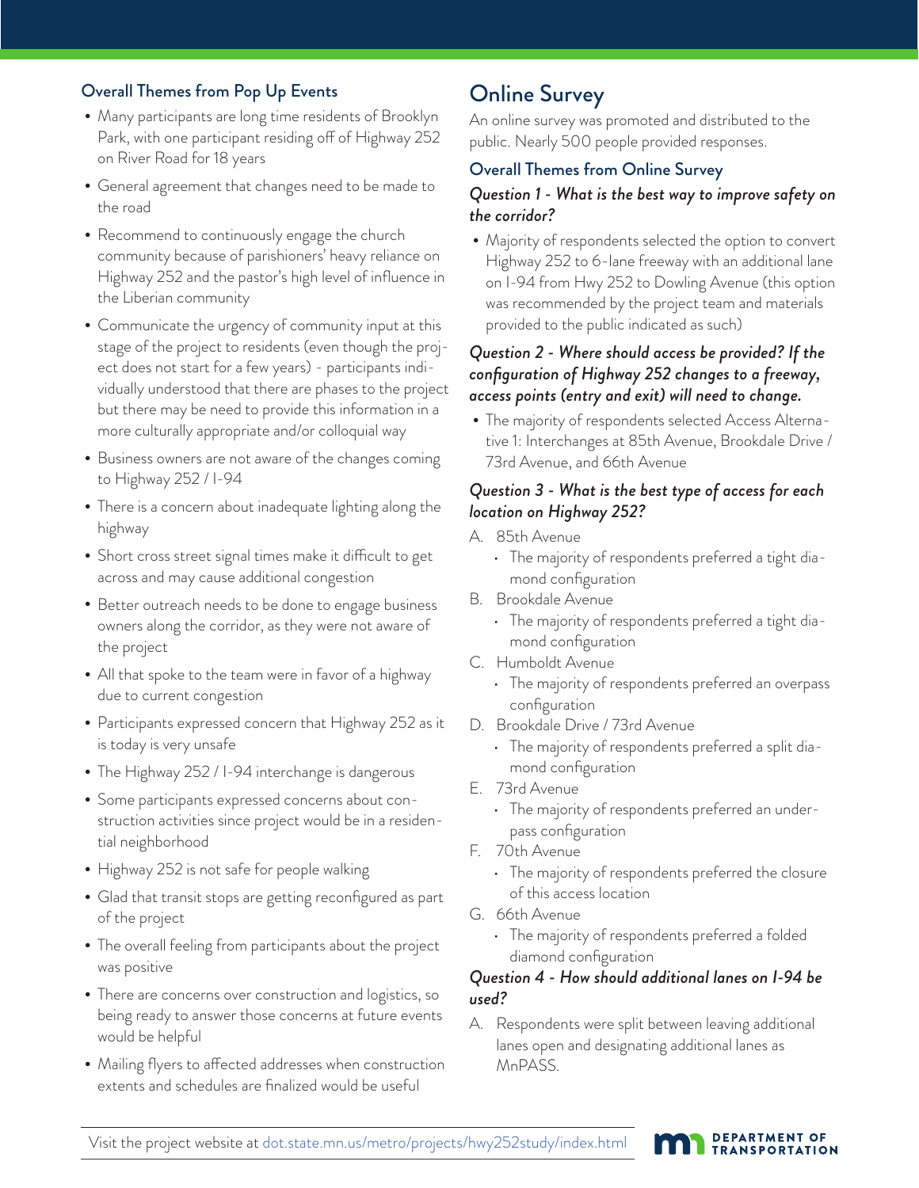### Overall Themes from Pop Up Events

- Many participants are long time residents of Brooklyn Park, with one participant residing off of Highway 252 on River Road for 18 years
- General agreement that changes need to be made to the road
- Recommend to continuously engage the church community because of parishioners' heavy reliance on Highway 252 and the pastor's high level of influence in the Liberian community
- Communicate the urgency of community input at this stage of the project to residents (even though the project does not start for a few years) - participants individually understood that there are phases to the project but there may be need to provide this information in a more culturally appropriate and/or colloquial way
- Business owners are not aware of the changes coming to Highway 252 / I-94
- There is a concern about inadequate lighting along the highway
- Short cross street signal times make it difficult to get across and may cause additional congestion
- Better outreach needs to be done to engage business owners along the corridor, as they were not aware of the project
- All that spoke to the team were in favor of a highway due to current congestion
- Participants expressed concern that Highway 252 as it is today is very unsafe
- The Highway 252 / I-94 interchange is dangerous
- Some participants expressed concerns about construction activities since project would be in a residential neighborhood
- Highway 252 is not safe for people walking
- Glad that transit stops are getting reconfigured as part of the project
- The overall feeling from participants about the project was positive
- There are concerns over construction and logistics, so being ready to answer those concerns at future events would be helpful
- Mailing flyers to affected addresses when construction extents and schedules are finalized would be useful

## Online Survey

An online survey was promoted and distributed to the public. Nearly 500 people provided responses.

### Overall Themes from Online Survey

*Question 1 - What is the best way to improve safety on the corridor?*

- Majority of respondents selected the option to convert Highway 252 to 6-lane freeway with an additional lane on I-94 from Hwy 252 to Dowling Avenue (this option was recommended by the project team and materials provided to the public indicated as such)

*Question 2 - Where should access be provided? If the configuration of Highway 252 changes to a freeway, access points (entry and exit) will need to change.*

- The majority of respondents selected Access Alternative 1: Interchanges at 85th Avenue, Brookdale Drive / 73rd Avenue, and 66th Avenue

*Question 3 - What is the best type of access for each location on Highway 252?*

A. 85th Avenue
   - The majority of respondents preferred a tight diamond configuration

B. Brookdale Avenue
   - The majority of respondents preferred a tight diamond configuration

C. Humboldt Avenue
   - The majority of respondents preferred an overpass configuration

D. Brookdale Drive / 73rd Avenue
   - The majority of respondents preferred a split diamond configuration

E. 73rd Avenue
   - The majority of respondents preferred an underpass configuration

F. 70th Avenue
   - The majority of respondents preferred the closure of this access location

G. 66th Avenue
   - The majority of respondents preferred a folded diamond configuration

*Question 4 - How should additional lanes on I-94 be used?*

A. Respondents were split between leaving additional lanes open and designating additional lanes as MnPASS.

Visit the project website at dot.state.mn.us/metro/projects/hwy252study/index.html